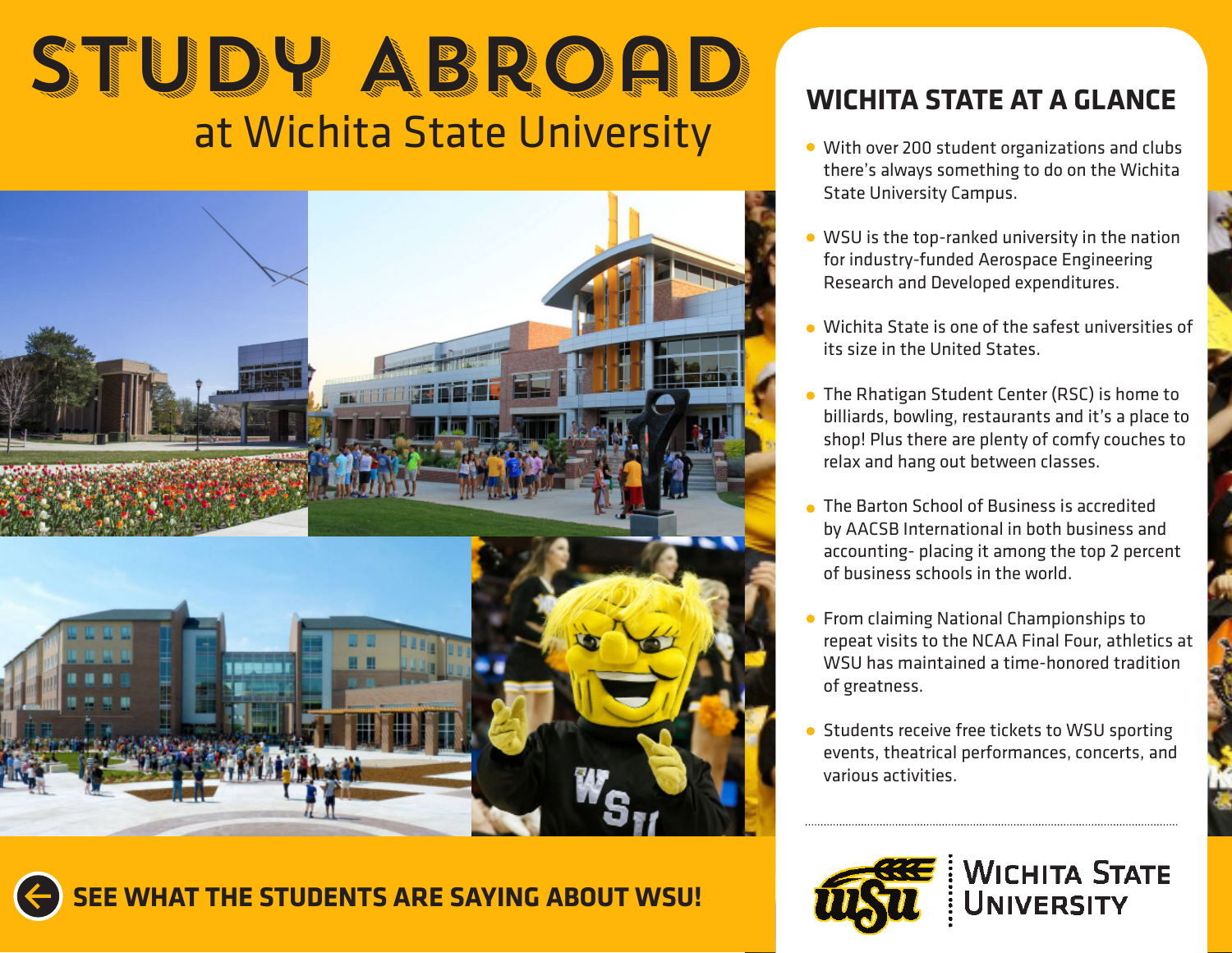# STUDY ABROAD

## at Wichita State University

**SEE WHAT THE STUDENTS ARE SAYING ABOUT WSU!**

## WICHITA STATE AT A GLANCE

- With over 200 student organizations and clubs there's always something to do on the Wichita State University Campus.
- WSU is the top-ranked university in the nation for industry-funded Aerospace Engineering Research and Developed expenditures.
- Wichita State is one of the safest universities of its size in the United States.
- The Rhatigan Student Center (RSC) is home to billiards, bowling, restaurants and it's a place to shop! Plus there are plenty of comfy couches to relax and hang out between classes.
- The Barton School of Business is accredited by AACSB International in both business and accounting- placing it among the top 2 percent of business schools in the world.
- From claiming National Championships to repeat visits to the NCAA Final Four, athletics at WSU has maintained a time-honored tradition of greatness.
- Students receive free tickets to WSU sporting events, theatrical performances, concerts, and various activities.

WSU | Wichita State University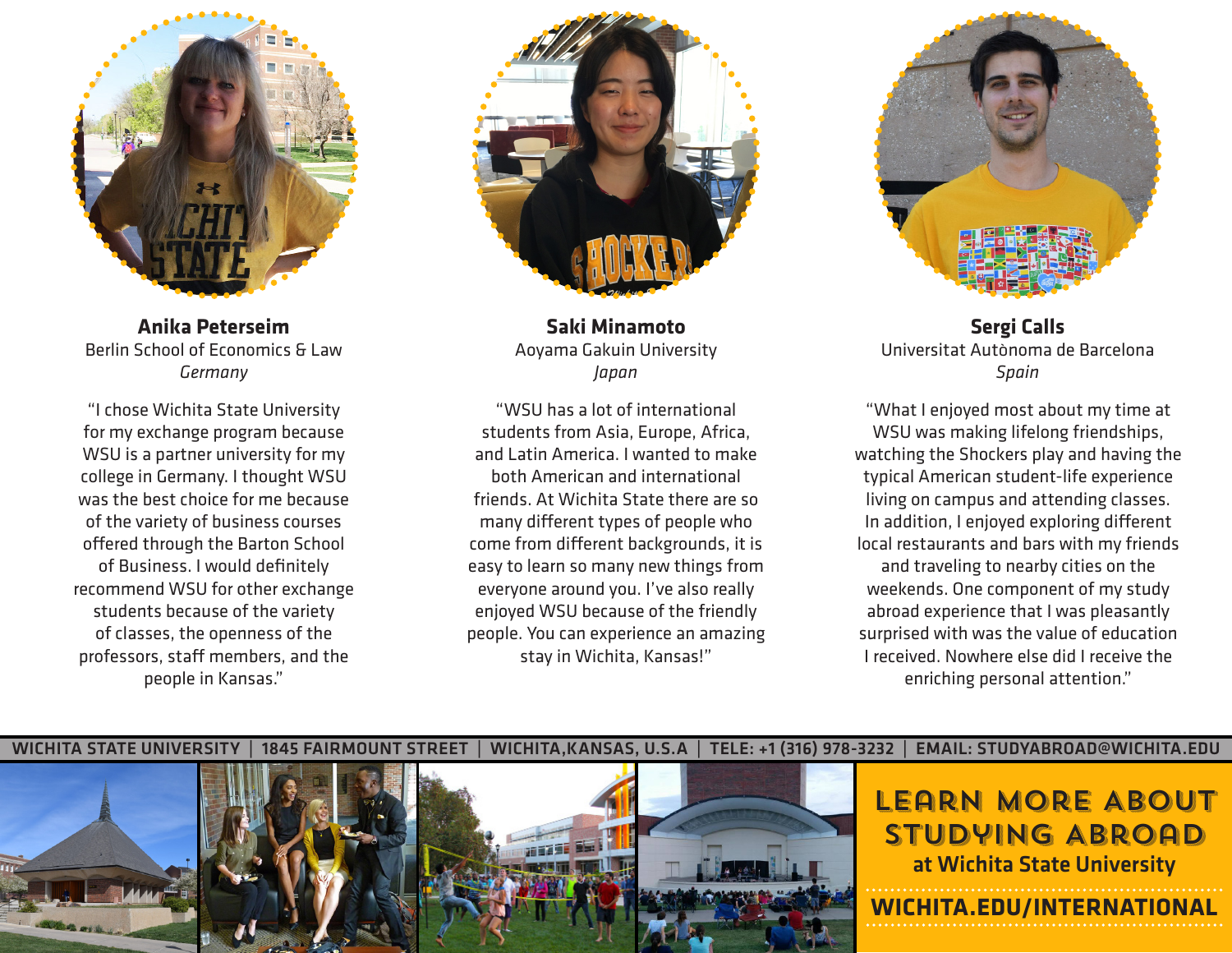**Anika Peterseim**
Berlin School of Economics & Law
*Germany*

"I chose Wichita State University for my exchange program because WSU is a partner university for my college in Germany. I thought WSU was the best choice for me because of the variety of business courses offered through the Barton School of Business. I would definitely recommend WSU for other exchange students because of the variety of classes, the openness of the professors, staff members, and the people in Kansas."

**Saki Minamoto**
Aoyama Gakuin University
*Japan*

"WSU has a lot of international students from Asia, Europe, Africa, and Latin America. I wanted to make both American and international friends. At Wichita State there are so many different types of people who come from different backgrounds, it is easy to learn so many new things from everyone around you. I've also really enjoyed WSU because of the friendly people. You can experience an amazing stay in Wichita, Kansas!"

**Sergi Calls**
Universitat Autònoma de Barcelona
*Spain*

"What I enjoyed most about my time at WSU was making lifelong friendships, watching the Shockers play and having the typical American student-life experience living on campus and attending classes. In addition, I enjoyed exploring different local restaurants and bars with my friends and traveling to nearby cities on the weekends. One component of my study abroad experience that I was pleasantly surprised with was the value of education I received. Nowhere else did I receive the enriching personal attention."

WICHITA STATE UNIVERSITY | 1845 FAIRMOUNT STREET | WICHITA,KANSAS, U.S.A | TELE: +1 (316) 978-3232 | EMAIL: STUDYABROAD@WICHITA.EDU

## LEARN MORE ABOUT STUDYING ABROAD
at Wichita State University

**WICHITA.EDU/INTERNATIONAL**